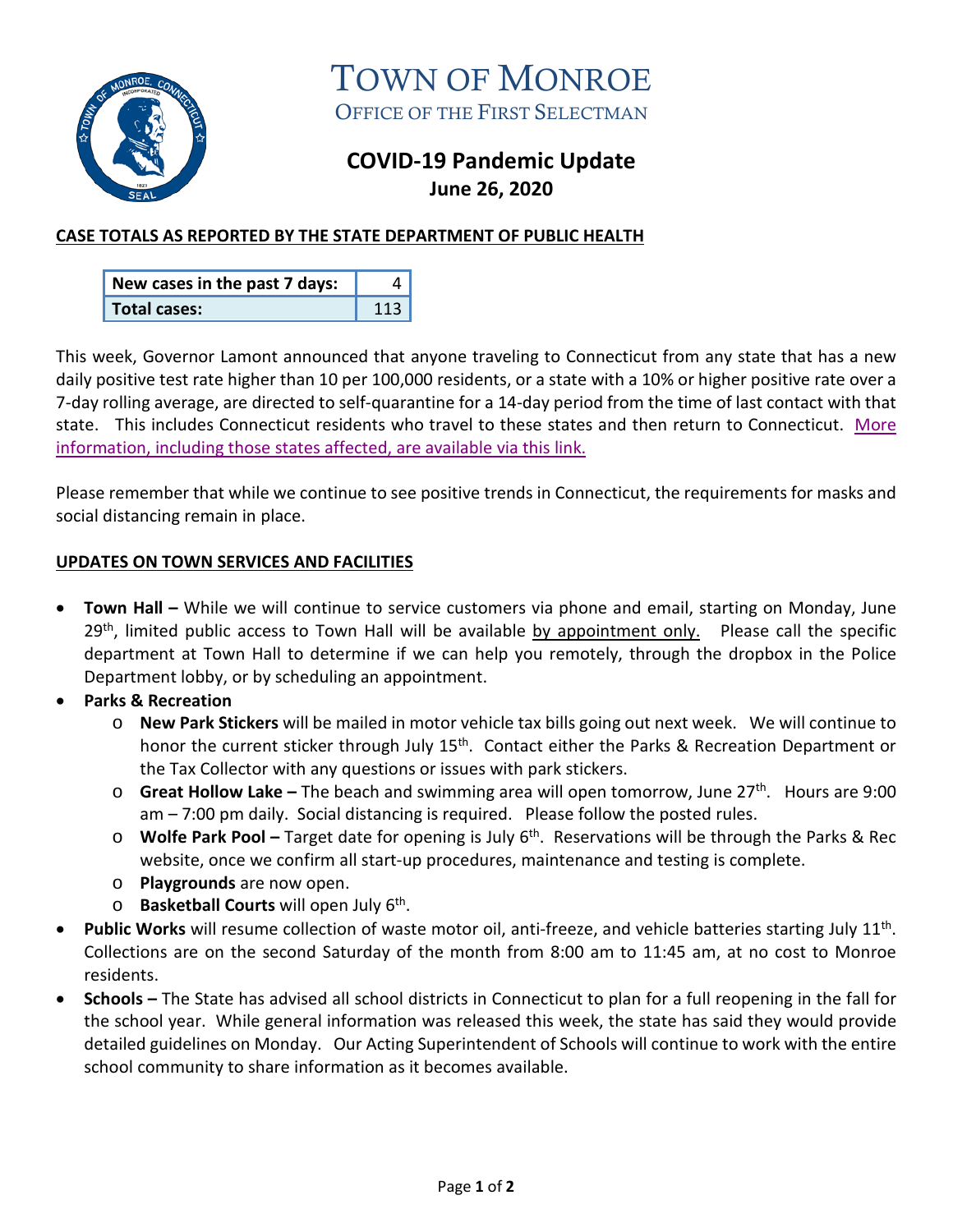# TOWN OF MONROE

## OFFICE OF THE FIRST SELECTMAN

## COVID-19 Pandemic Update

**June 26, 2020**

### CASE TOTALS AS REPORTED BY THE STATE DEPARTMENT OF PUBLIC HEALTH

| New cases in the past 7 days: | 4 |
|---|---|
| Total cases: | 113 |

This week, Governor Lamont announced that anyone traveling to Connecticut from any state that has a new daily positive test rate higher than 10 per 100,000 residents, or a state with a 10% or higher positive rate over a 7-day rolling average, are directed to self-quarantine for a 14-day period from the time of last contact with that state. This includes Connecticut residents who travel to these states and then return to Connecticut. More information, including those states affected, are available via this link.

Please remember that while we continue to see positive trends in Connecticut, the requirements for masks and social distancing remain in place.

### UPDATES ON TOWN SERVICES AND FACILITIES

- **Town Hall –** While we will continue to service customers via phone and email, starting on Monday, June 29th, limited public access to Town Hall will be available by appointment only. Please call the specific department at Town Hall to determine if we can help you remotely, through the dropbox in the Police Department lobby, or by scheduling an appointment.
- **Parks & Recreation**
  - **New Park Stickers** will be mailed in motor vehicle tax bills going out next week. We will continue to honor the current sticker through July 15th. Contact either the Parks & Recreation Department or the Tax Collector with any questions or issues with park stickers.
  - **Great Hollow Lake –** The beach and swimming area will open tomorrow, June 27th. Hours are 9:00 am – 7:00 pm daily. Social distancing is required. Please follow the posted rules.
  - **Wolfe Park Pool –** Target date for opening is July 6th. Reservations will be through the Parks & Rec website, once we confirm all start-up procedures, maintenance and testing is complete.
  - **Playgrounds** are now open.
  - **Basketball Courts** will open July 6th.
- **Public Works** will resume collection of waste motor oil, anti-freeze, and vehicle batteries starting July 11th. Collections are on the second Saturday of the month from 8:00 am to 11:45 am, at no cost to Monroe residents.
- **Schools –** The State has advised all school districts in Connecticut to plan for a full reopening in the fall for the school year. While general information was released this week, the state has said they would provide detailed guidelines on Monday. Our Acting Superintendent of Schools will continue to work with the entire school community to share information as it becomes available.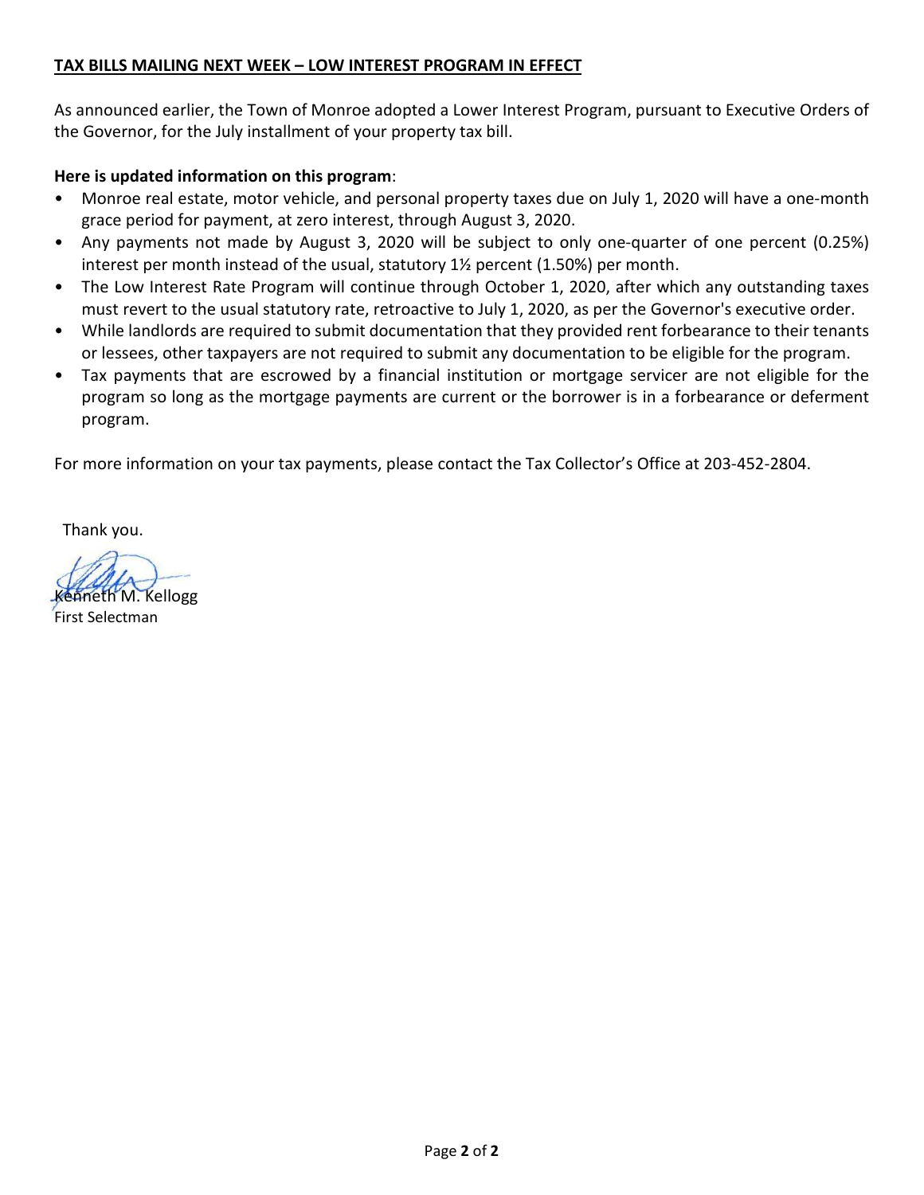**TAX BILLS MAILING NEXT WEEK – LOW INTEREST PROGRAM IN EFFECT**

As announced earlier, the Town of Monroe adopted a Lower Interest Program, pursuant to Executive Orders of the Governor, for the July installment of your property tax bill.

**Here is updated information on this program**:

- Monroe real estate, motor vehicle, and personal property taxes due on July 1, 2020 will have a one-month grace period for payment, at zero interest, through August 3, 2020.
- Any payments not made by August 3, 2020 will be subject to only one-quarter of one percent (0.25%) interest per month instead of the usual, statutory 1½ percent (1.50%) per month.
- The Low Interest Rate Program will continue through October 1, 2020, after which any outstanding taxes must revert to the usual statutory rate, retroactive to July 1, 2020, as per the Governor's executive order.
- While landlords are required to submit documentation that they provided rent forbearance to their tenants or lessees, other taxpayers are not required to submit any documentation to be eligible for the program.
- Tax payments that are escrowed by a financial institution or mortgage servicer are not eligible for the program so long as the mortgage payments are current or the borrower is in a forbearance or deferment program.

For more information on your tax payments, please contact the Tax Collector's Office at 203-452-2804.

Thank you.

Kenneth M. Kellogg
First Selectman